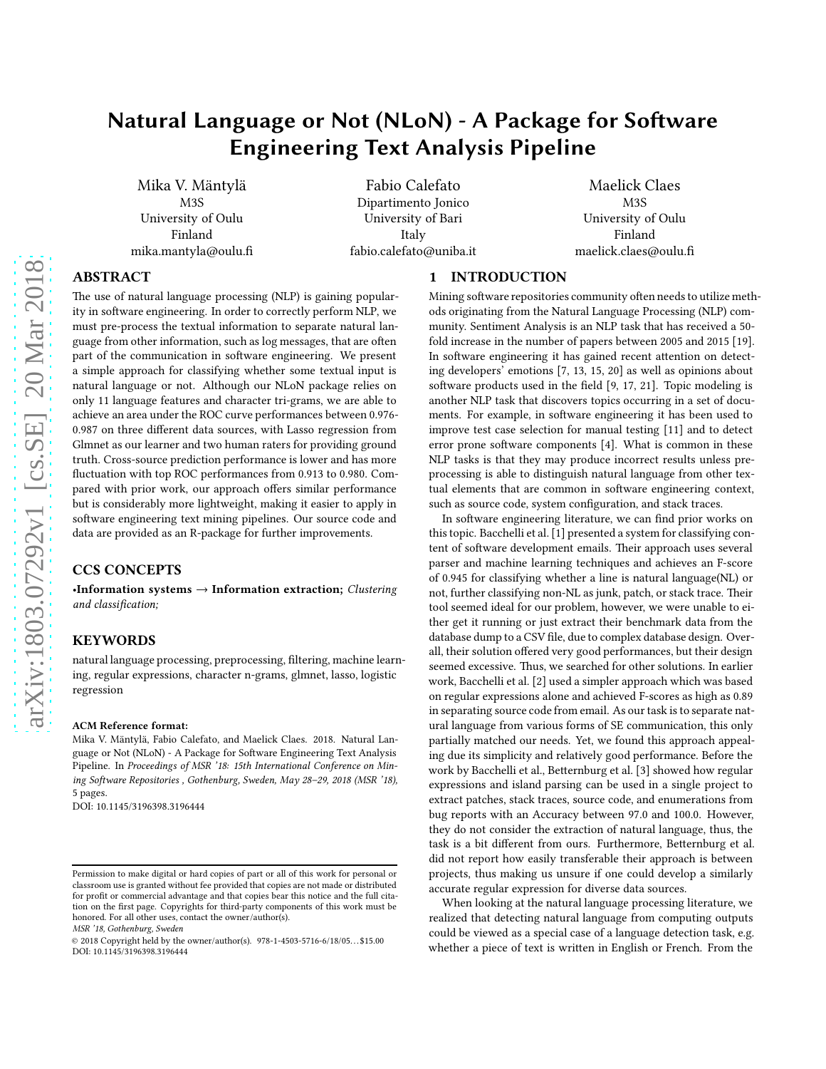# Natural Language or Not (NLoN) - A Package for Software Engineering Text Analysis Pipeline

Mika V. Mäntylä
M3S
University of Oulu
Finland
mika.mantyla@oulu.fi

Fabio Calefato
Dipartimento Jonico
University of Bari
Italy
fabio.calefato@uniba.it

Maelick Claes
M3S
University of Oulu
Finland
maelick.claes@oulu.fi

## ABSTRACT

The use of natural language processing (NLP) is gaining popularity in software engineering. In order to correctly perform NLP, we must pre-process the textual information to separate natural language from other information, such as log messages, that are often part of the communication in software engineering. We present a simple approach for classifying whether some textual input is natural language or not. Although our NLoN package relies on only 11 language features and character tri-grams, we are able to achieve an area under the ROC curve performances between 0.976-0.987 on three different data sources, with Lasso regression from Glmnet as our learner and two human raters for providing ground truth. Cross-source prediction performance is lower and has more fluctuation with top ROC performances from 0.913 to 0.980. Compared with prior work, our approach offers similar performance but is considerably more lightweight, making it easier to apply in software engineering text mining pipelines. Our source code and data are provided as an R-package for further improvements.

## CCS CONCEPTS

•**Information systems** → **Information extraction;** *Clustering and classification;*

## KEYWORDS

natural language processing, preprocessing, filtering, machine learning, regular expressions, character n-grams, glmnet, lasso, logistic regression

**ACM Reference format:**
Mika V. Mäntylä, Fabio Calefato, and Maelick Claes. 2018. Natural Language or Not (NLoN) - A Package for Software Engineering Text Analysis Pipeline. In *Proceedings of MSR '18: 15th International Conference on Mining Software Repositories , Gothenburg, Sweden, May 28–29, 2018 (MSR '18),* 5 pages.
DOI: 10.1145/3196398.3196444

Permission to make digital or hard copies of part or all of this work for personal or classroom use is granted without fee provided that copies are not made or distributed for profit or commercial advantage and that copies bear this notice and the full citation on the first page. Copyrights for third-party components of this work must be honored. For all other uses, contact the owner/author(s).
*MSR '18, Gothenburg, Sweden*
© 2018 Copyright held by the owner/author(s). 978-1-4503-5716-6/18/05…$15.00
DOI: 10.1145/3196398.3196444

## 1 INTRODUCTION

Mining software repositories community often needs to utilize methods originating from the Natural Language Processing (NLP) community. Sentiment Analysis is an NLP task that has received a 50-fold increase in the number of papers between 2005 and 2015 [19]. In software engineering it has gained recent attention on detecting developers' emotions [7, 13, 15, 20] as well as opinions about software products used in the field [9, 17, 21]. Topic modeling is another NLP task that discovers topics occurring in a set of documents. For example, in software engineering it has been used to improve test case selection for manual testing [11] and to detect error prone software components [4]. What is common in these NLP tasks is that they may produce incorrect results unless preprocessing is able to distinguish natural language from other textual elements that are common in software engineering context, such as source code, system configuration, and stack traces.

In software engineering literature, we can find prior works on this topic. Bacchelli et al. [1] presented a system for classifying content of software development emails. Their approach uses several parser and machine learning techniques and achieves an F-score of 0.945 for classifying whether a line is natural language(NL) or not, further classifying non-NL as junk, patch, or stack trace. Their tool seemed ideal for our problem, however, we were unable to either get it running or just extract their benchmark data from the database dump to a CSV file, due to complex database design. Overall, their solution offered very good performances, but their design seemed excessive. Thus, we searched for other solutions. In earlier work, Bacchelli et al. [2] used a simpler approach which was based on regular expressions alone and achieved F-scores as high as 0.89 in separating source code from email. As our task is to separate natural language from various forms of SE communication, this only partially matched our needs. Yet, we found this approach appealing due its simplicity and relatively good performance. Before the work by Bacchelli et al., Betternburg et al. [3] showed how regular expressions and island parsing can be used in a single project to extract patches, stack traces, source code, and enumerations from bug reports with an Accuracy between 97.0 and 100.0. However, they do not consider the extraction of natural language, thus, the task is a bit different from ours. Furthermore, Betternburg et al. did not report how easily transferable their approach is between projects, thus making us unsure if one could develop a similarly accurate regular expression for diverse data sources.

When looking at the natural language processing literature, we realized that detecting natural language from computing outputs could be viewed as a special case of a language detection task, e.g. whether a piece of text is written in English or French. From the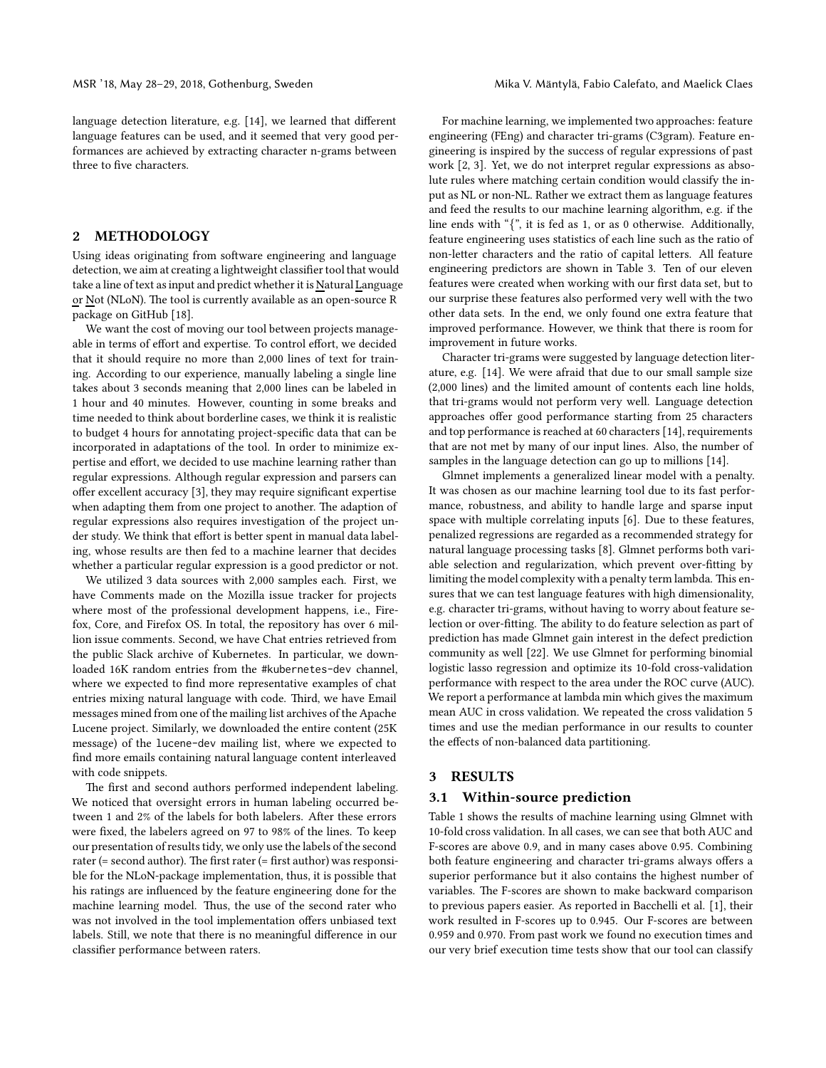language detection literature, e.g. [14], we learned that different language features can be used, and it seemed that very good performances are achieved by extracting character n-grams between three to five characters.

## 2 METHODOLOGY

Using ideas originating from software engineering and language detection, we aim at creating a lightweight classifier tool that would take a line of text as input and predict whether it is Natural Language or Not (NLoN). The tool is currently available as an open-source R package on GitHub [18].

We want the cost of moving our tool between projects manageable in terms of effort and expertise. To control effort, we decided that it should require no more than 2,000 lines of text for training. According to our experience, manually labeling a single line takes about 3 seconds meaning that 2,000 lines can be labeled in 1 hour and 40 minutes. However, counting in some breaks and time needed to think about borderline cases, we think it is realistic to budget 4 hours for annotating project-specific data that can be incorporated in adaptations of the tool. In order to minimize expertise and effort, we decided to use machine learning rather than regular expressions. Although regular expression and parsers can offer excellent accuracy [3], they may require significant expertise when adapting them from one project to another. The adaption of regular expressions also requires investigation of the project under study. We think that effort is better spent in manual data labeling, whose results are then fed to a machine learner that decides whether a particular regular expression is a good predictor or not.

We utilized 3 data sources with 2,000 samples each. First, we have Comments made on the Mozilla issue tracker for projects where most of the professional development happens, i.e., Firefox, Core, and Firefox OS. In total, the repository has over 6 million issue comments. Second, we have Chat entries retrieved from the public Slack archive of Kubernetes. In particular, we downloaded 16K random entries from the `#kubernetes-dev` channel, where we expected to find more representative examples of chat entries mixing natural language with code. Third, we have Email messages mined from one of the mailing list archives of the Apache Lucene project. Similarly, we downloaded the entire content (25K message) of the `lucene-dev` mailing list, where we expected to find more emails containing natural language content interleaved with code snippets.

The first and second authors performed independent labeling. We noticed that oversight errors in human labeling occurred between 1 and 2% of the labels for both labelers. After these errors were fixed, the labelers agreed on 97 to 98% of the lines. To keep our presentation of results tidy, we only use the labels of the second rater (= second author). The first rater (= first author) was responsible for the NLoN-package implementation, thus, it is possible that his ratings are influenced by the feature engineering done for the machine learning model. Thus, the use of the second rater who was not involved in the tool implementation offers unbiased text labels. Still, we note that there is no meaningful difference in our classifier performance between raters.

For machine learning, we implemented two approaches: feature engineering (FEng) and character tri-grams (C3gram). Feature engineering is inspired by the success of regular expressions of past work [2, 3]. Yet, we do not interpret regular expressions as absolute rules where matching certain condition would classify the input as NL or non-NL. Rather we extract them as language features and feed the results to our machine learning algorithm, e.g. if the line ends with "{", it is fed as 1, or as 0 otherwise. Additionally, feature engineering uses statistics of each line such as the ratio of non-letter characters and the ratio of capital letters. All feature engineering predictors are shown in Table 3. Ten of our eleven features were created when working with our first data set, but to our surprise these features also performed very well with the two other data sets. In the end, we only found one extra feature that improved performance. However, we think that there is room for improvement in future works.

Character tri-grams were suggested by language detection literature, e.g. [14]. We were afraid that due to our small sample size (2,000 lines) and the limited amount of contents each line holds, that tri-grams would not perform very well. Language detection approaches offer good performance starting from 25 characters and top performance is reached at 60 characters [14], requirements that are not met by many of our input lines. Also, the number of samples in the language detection can go up to millions [14].

Glmnet implements a generalized linear model with a penalty. It was chosen as our machine learning tool due to its fast performance, robustness, and ability to handle large and sparse input space with multiple correlating inputs [6]. Due to these features, penalized regressions are regarded as a recommended strategy for natural language processing tasks [8]. Glmnet performs both variable selection and regularization, which prevent over-fitting by limiting the model complexity with a penalty term lambda. This ensures that we can test language features with high dimensionality, e.g. character tri-grams, without having to worry about feature selection or over-fitting. The ability to do feature selection as part of prediction has made Glmnet gain interest in the defect prediction community as well [22]. We use Glmnet for performing binomial logistic lasso regression and optimize its 10-fold cross-validation performance with respect to the area under the ROC curve (AUC). We report a performance at lambda min which gives the maximum mean AUC in cross validation. We repeated the cross validation 5 times and use the median performance in our results to counter the effects of non-balanced data partitioning.

## 3 RESULTS

### 3.1 Within-source prediction

Table 1 shows the results of machine learning using Glmnet with 10-fold cross validation. In all cases, we can see that both AUC and F-scores are above 0.9, and in many cases above 0.95. Combining both feature engineering and character tri-grams always offers a superior performance but it also contains the highest number of variables. The F-scores are shown to make backward comparison to previous papers easier. As reported in Bacchelli et al. [1], their work resulted in F-scores up to 0.945. Our F-scores are between 0.959 and 0.970. From past work we found no execution times and our very brief execution time tests show that our tool can classify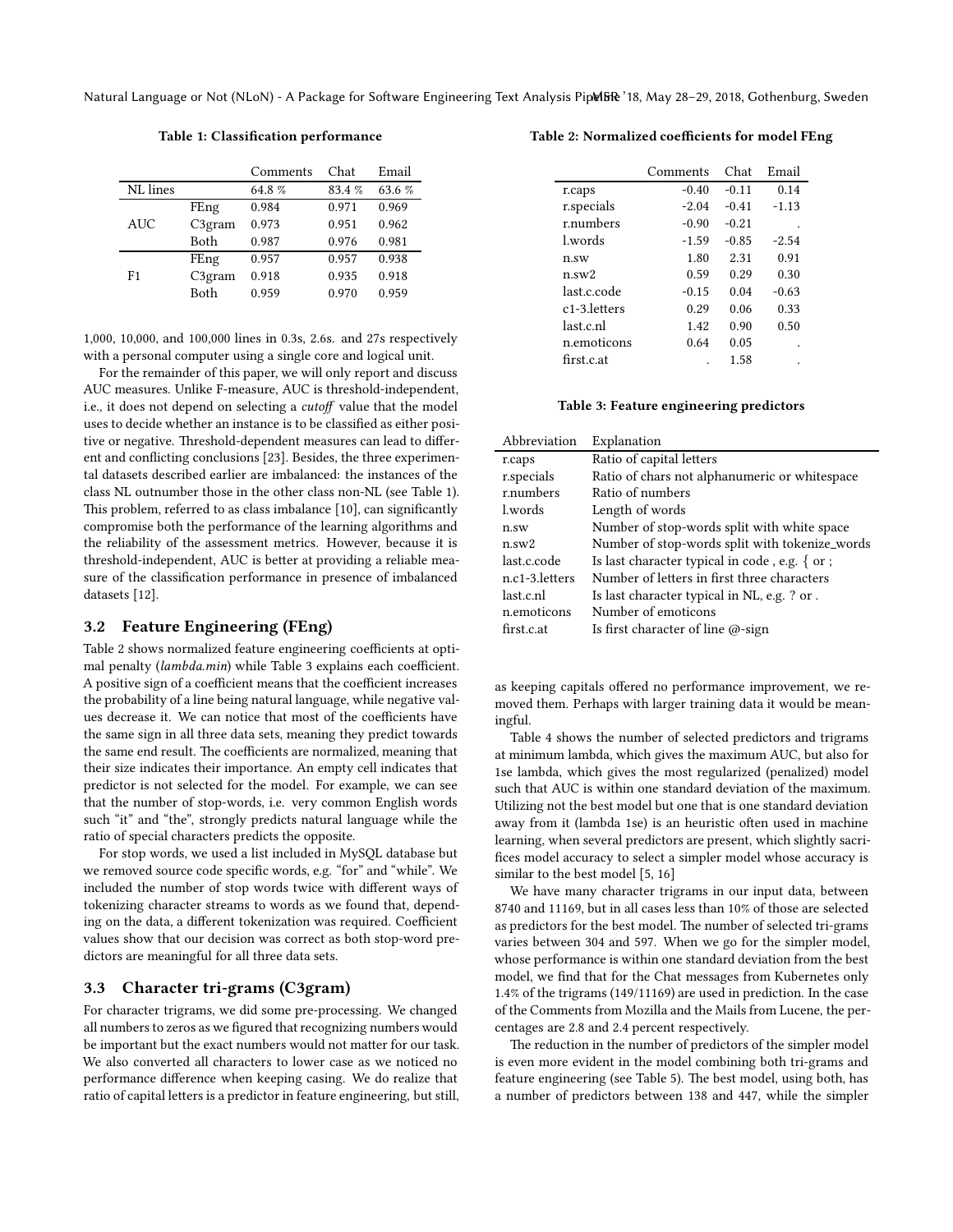**Table 1: Classification performance**

| | | Comments | Chat | Email |
|---|---|---|---|---|
| NL lines | | 64.8 % | 83.4 % | 63.6 % |
| AUC | FEng | 0.984 | 0.971 | 0.969 |
| | C3gram | 0.973 | 0.951 | 0.962 |
| | Both | 0.987 | 0.976 | 0.981 |
| F1 | FEng | 0.957 | 0.957 | 0.938 |
| | C3gram | 0.918 | 0.935 | 0.918 |
| | Both | 0.959 | 0.970 | 0.959 |

1,000, 10,000, and 100,000 lines in 0.3s, 2.6s. and 27s respectively with a personal computer using a single core and logical unit.

For the remainder of this paper, we will only report and discuss AUC measures. Unlike F-measure, AUC is threshold-independent, i.e., it does not depend on selecting a *cutoff* value that the model uses to decide whether an instance is to be classified as either positive or negative. Threshold-dependent measures can lead to different and conflicting conclusions [23]. Besides, the three experimental datasets described earlier are imbalanced: the instances of the class NL outnumber those in the other class non-NL (see Table 1). This problem, referred to as class imbalance [10], can significantly compromise both the performance of the learning algorithms and the reliability of the assessment metrics. However, because it is threshold-independent, AUC is better at providing a reliable measure of the classification performance in presence of imbalanced datasets [12].

### 3.2 Feature Engineering (FEng)

Table 2 shows normalized feature engineering coefficients at optimal penalty (*lambda.min*) while Table 3 explains each coefficient. A positive sign of a coefficient means that the coefficient increases the probability of a line being natural language, while negative values decrease it. We can notice that most of the coefficients have the same sign in all three data sets, meaning they predict towards the same end result. The coefficients are normalized, meaning that their size indicates their importance. An empty cell indicates that predictor is not selected for the model. For example, we can see that the number of stop-words, i.e. very common English words such "it" and "the", strongly predicts natural language while the ratio of special characters predicts the opposite.

For stop words, we used a list included in MySQL database but we removed source code specific words, e.g. "for" and "while". We included the number of stop words twice with different ways of tokenizing character streams to words as we found that, depending on the data, a different tokenization was required. Coefficient values show that our decision was correct as both stop-word predictors are meaningful for all three data sets.

### 3.3 Character tri-grams (C3gram)

For character trigrams, we did some pre-processing. We changed all numbers to zeros as we figured that recognizing numbers would be important but the exact numbers would not matter for our task. We also converted all characters to lower case as we noticed no performance difference when keeping casing. We do realize that ratio of capital letters is a predictor in feature engineering, but still, as keeping capitals offered no performance improvement, we removed them. Perhaps with larger training data it would be meaningful.

**Table 2: Normalized coefficients for model FEng**

| | Comments | Chat | Email |
|---|---|---|---|
| r.caps | -0.40 | -0.11 | 0.14 |
| r.specials | -2.04 | -0.41 | -1.13 |
| r.numbers | -0.90 | -0.21 | . |
| l.words | -1.59 | -0.85 | -2.54 |
| n.sw | 1.80 | 2.31 | 0.91 |
| n.sw2 | 0.59 | 0.29 | 0.30 |
| last.c.code | -0.15 | 0.04 | -0.63 |
| c1-3.letters | 0.29 | 0.06 | 0.33 |
| last.c.nl | 1.42 | 0.90 | 0.50 |
| n.emoticons | 0.64 | 0.05 | . |
| first.c.at | . | 1.58 | . |

**Table 3: Feature engineering predictors**

| Abbreviation | Explanation |
|---|---|
| r.caps | Ratio of capital letters |
| r.specials | Ratio of chars not alphanumeric or whitespace |
| r.numbers | Ratio of numbers |
| l.words | Length of words |
| n.sw | Number of stop-words split with white space |
| n.sw2 | Number of stop-words split with tokenize_words |
| last.c.code | Is last character typical in code , e.g. { or ; |
| n.c1-3.letters | Number of letters in first three characters |
| last.c.nl | Is last character typical in NL, e.g. ? or . |
| n.emoticons | Number of emoticons |
| first.c.at | Is first character of line @-sign |

Table 4 shows the number of selected predictors and trigrams at minimum lambda, which gives the maximum AUC, but also for 1se lambda, which gives the most regularized (penalized) model such that AUC is within one standard deviation of the maximum. Utilizing not the best model but one that is one standard deviation away from it (lambda 1se) is an heuristic often used in machine learning, when several predictors are present, which slightly sacrifices model accuracy to select a simpler model whose accuracy is similar to the best model [5, 16]

We have many character trigrams in our input data, between 8740 and 11169, but in all cases less than 10% of those are selected as predictors for the best model. The number of selected tri-grams varies between 304 and 597. When we go for the simpler model, whose performance is within one standard deviation from the best model, we find that for the Chat messages from Kubernetes only 1.4% of the trigrams (149/11169) are used in prediction. In the case of the Comments from Mozilla and the Mails from Lucene, the percentages are 2.8 and 2.4 percent respectively.

The reduction in the number of predictors of the simpler model is even more evident in the model combining both tri-grams and feature engineering (see Table 5). The best model, using both, has a number of predictors between 138 and 447, while the simpler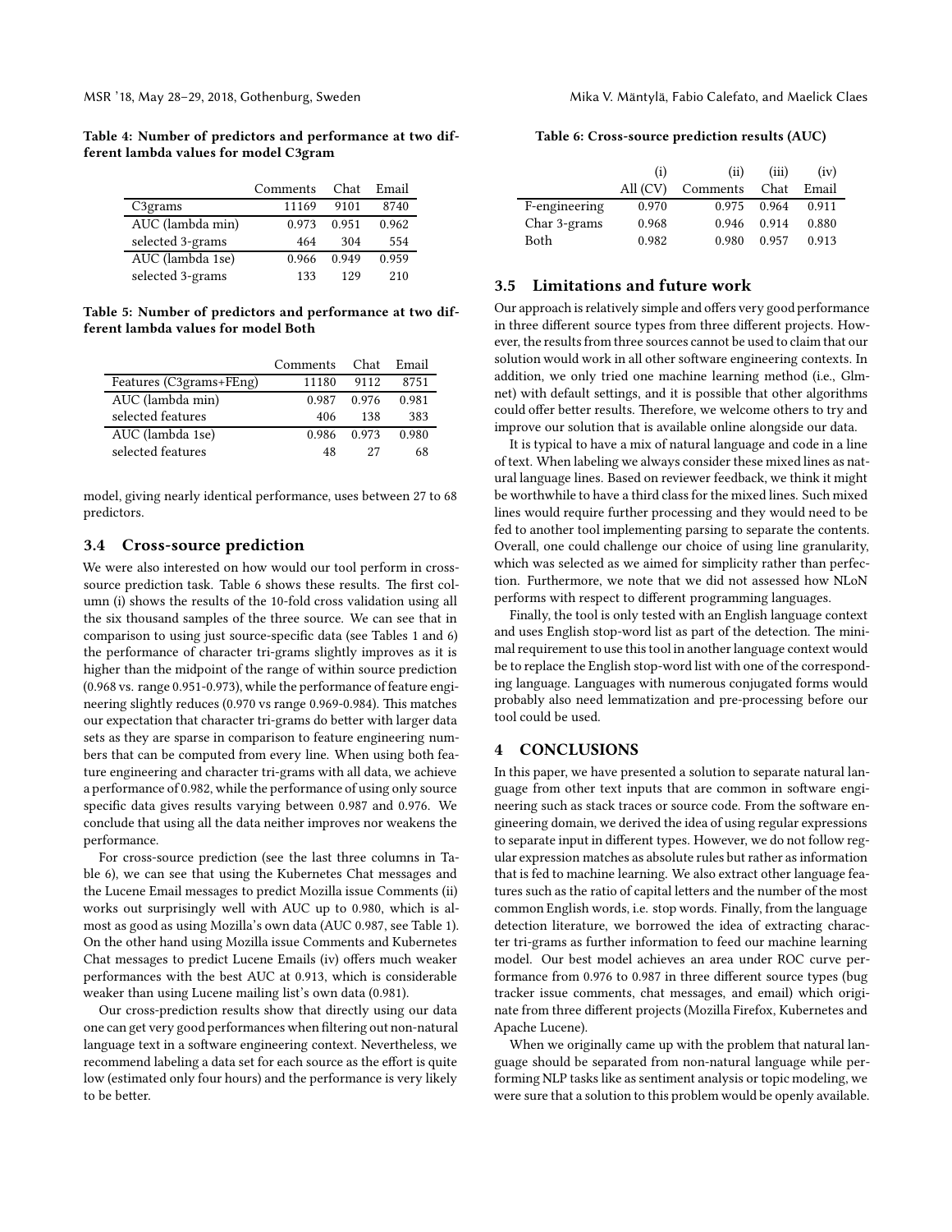**Table 4: Number of predictors and performance at two different lambda values for model C3gram**

| | Comments | Chat | Email |
|---|---|---|---|
| C3grams | 11169 | 9101 | 8740 |
| AUC (lambda min) | 0.973 | 0.951 | 0.962 |
| selected 3-grams | 464 | 304 | 554 |
| AUC (lambda 1se) | 0.966 | 0.949 | 0.959 |
| selected 3-grams | 133 | 129 | 210 |

**Table 5: Number of predictors and performance at two different lambda values for model Both**

| | Comments | Chat | Email |
|---|---|---|---|
| Features (C3grams+FEng) | 11180 | 9112 | 8751 |
| AUC (lambda min) | 0.987 | 0.976 | 0.981 |
| selected features | 406 | 138 | 383 |
| AUC (lambda 1se) | 0.986 | 0.973 | 0.980 |
| selected features | 48 | 27 | 68 |

model, giving nearly identical performance, uses between 27 to 68 predictors.

### 3.4 Cross-source prediction

We were also interested on how would our tool perform in cross-source prediction task. Table 6 shows these results. The first column (i) shows the results of the 10-fold cross validation using all the six thousand samples of the three source. We can see that in comparison to using just source-specific data (see Tables 1 and 6) the performance of character tri-grams slightly improves as it is higher than the midpoint of the range of within source prediction (0.968 vs. range 0.951-0.973), while the performance of feature engineering slightly reduces (0.970 vs range 0.969-0.984). This matches our expectation that character tri-grams do better with larger data sets as they are sparse in comparison to feature engineering numbers that can be computed from every line. When using both feature engineering and character tri-grams with all data, we achieve a performance of 0.982, while the performance of using only source specific data gives results varying between 0.987 and 0.976. We conclude that using all the data neither improves nor weakens the performance.

For cross-source prediction (see the last three columns in Table 6), we can see that using the Kubernetes Chat messages and the Lucene Email messages to predict Mozilla issue Comments (ii) works out surprisingly well with AUC up to 0.980, which is almost as good as using Mozilla's own data (AUC 0.987, see Table 1). On the other hand using Mozilla issue Comments and Kubernetes Chat messages to predict Lucene Emails (iv) offers much weaker performances with the best AUC at 0.913, which is considerable weaker than using Lucene mailing list's own data (0.981).

Our cross-prediction results show that directly using our data one can get very good performances when filtering out non-natural language text in a software engineering context. Nevertheless, we recommend labeling a data set for each source as the effort is quite low (estimated only four hours) and the performance is very likely to be better.

**Table 6: Cross-source prediction results (AUC)**

| | (i) | (ii) | (iii) | (iv) |
|---|---|---|---|---|
| | All (CV) | Comments | Chat | Email |
| F-engineering | 0.970 | 0.975 | 0.964 | 0.911 |
| Char 3-grams | 0.968 | 0.946 | 0.914 | 0.880 |
| Both | 0.982 | 0.980 | 0.957 | 0.913 |

### 3.5 Limitations and future work

Our approach is relatively simple and offers very good performance in three different source types from three different projects. However, the results from three sources cannot be used to claim that our solution would work in all other software engineering contexts. In addition, we only tried one machine learning method (i.e., Glmnet) with default settings, and it is possible that other algorithms could offer better results. Therefore, we welcome others to try and improve our solution that is available online alongside our data.

It is typical to have a mix of natural language and code in a line of text. When labeling we always consider these mixed lines as natural language lines. Based on reviewer feedback, we think it might be worthwhile to have a third class for the mixed lines. Such mixed lines would require further processing and they would need to be fed to another tool implementing parsing to separate the contents. Overall, one could challenge our choice of using line granularity, which was selected as we aimed for simplicity rather than perfection. Furthermore, we note that we did not assessed how NLoN performs with respect to different programming languages.

Finally, the tool is only tested with an English language context and uses English stop-word list as part of the detection. The minimal requirement to use this tool in another language context would be to replace the English stop-word list with one of the corresponding language. Languages with numerous conjugated forms would probably also need lemmatization and pre-processing before our tool could be used.

## 4 CONCLUSIONS

In this paper, we have presented a solution to separate natural language from other text inputs that are common in software engineering such as stack traces or source code. From the software engineering domain, we derived the idea of using regular expressions to separate input in different types. However, we do not follow regular expression matches as absolute rules but rather as information that is fed to machine learning. We also extract other language features such as the ratio of capital letters and the number of the most common English words, i.e. stop words. Finally, from the language detection literature, we borrowed the idea of extracting character tri-grams as further information to feed our machine learning model. Our best model achieves an area under ROC curve performance from 0.976 to 0.987 in three different source types (bug tracker issue comments, chat messages, and email) which originate from three different projects (Mozilla Firefox, Kubernetes and Apache Lucene).

When we originally came up with the problem that natural language should be separated from non-natural language while performing NLP tasks like as sentiment analysis or topic modeling, we were sure that a solution to this problem would be openly available.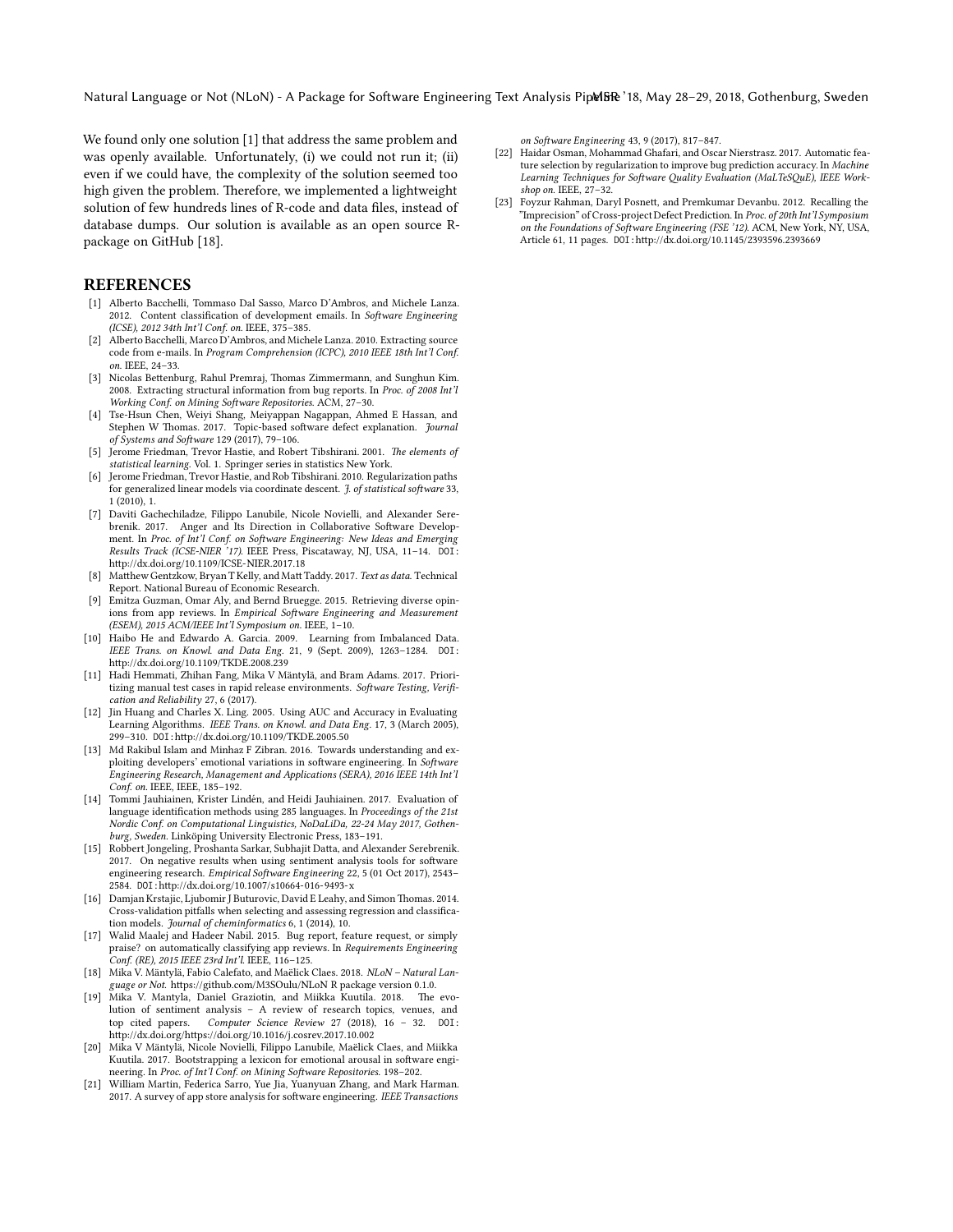We found only one solution [1] that address the same problem and was openly available. Unfortunately, (i) we could not run it; (ii) even if we could have, the complexity of the solution seemed too high given the problem. Therefore, we implemented a lightweight solution of few hundreds lines of R-code and data files, instead of database dumps. Our solution is available as an open source R-package on GitHub [18].

## REFERENCES

- [1] Alberto Bacchelli, Tommaso Dal Sasso, Marco D'Ambros, and Michele Lanza. 2012. Content classification of development emails. In *Software Engineering (ICSE), 2012 34th Int'l Conf. on.* IEEE, 375–385.
- [2] Alberto Bacchelli, Marco D'Ambros, and Michele Lanza. 2010. Extracting source code from e-mails. In *Program Comprehension (ICPC), 2010 IEEE 18th Int'l Conf. on.* IEEE, 24–33.
- [3] Nicolas Bettenburg, Rahul Premraj, Thomas Zimmermann, and Sunghun Kim. 2008. Extracting structural information from bug reports. In *Proc. of 2008 Int'l Working Conf. on Mining Software Repositories.* ACM, 27–30.
- [4] Tse-Hsun Chen, Weiyi Shang, Meiyappan Nagappan, Ahmed E Hassan, and Stephen W Thomas. 2017. Topic-based software defect explanation. *Journal of Systems and Software* 129 (2017), 79–106.
- [5] Jerome Friedman, Trevor Hastie, and Robert Tibshirani. 2001. *The elements of statistical learning.* Vol. 1. Springer series in statistics New York.
- [6] Jerome Friedman, Trevor Hastie, and Rob Tibshirani. 2010. Regularization paths for generalized linear models via coordinate descent. *J. of statistical software* 33, 1 (2010), 1.
- [7] Daviti Gachechiladze, Filippo Lanubile, Nicole Novielli, and Alexander Serebrenik. 2017. Anger and Its Direction in Collaborative Software Development. In *Proc. of Int'l Conf. on Software Engineering: New Ideas and Emerging Results Track (ICSE-NIER '17).* IEEE Press, Piscataway, NJ, USA, 11–14. DOI: http://dx.doi.org/10.1109/ICSE-NIER.2017.18
- [8] Matthew Gentzkow, Bryan T Kelly, and Matt Taddy. 2017. *Text as data.* Technical Report. National Bureau of Economic Research.
- [9] Emitza Guzman, Omar Aly, and Bernd Bruegge. 2015. Retrieving diverse opinions from app reviews. In *Empirical Software Engineering and Measurement (ESEM), 2015 ACM/IEEE Int'l Symposium on.* IEEE, 1–10.
- [10] Haibo He and Edwardo A. Garcia. 2009. Learning from Imbalanced Data. *IEEE Trans. on Knowl. and Data Eng.* 21, 9 (Sept. 2009), 1263–1284. DOI: http://dx.doi.org/10.1109/TKDE.2008.239
- [11] Hadi Hemmati, Zhihan Fang, Mika V. Mäntylä, and Bram Adams. 2017. Prioritizing manual test cases in rapid release environments. *Software Testing, Verification and Reliability* 27, 6 (2017).
- [12] Jin Huang and Charles X. Ling. 2005. Using AUC and Accuracy in Evaluating Learning Algorithms. *IEEE Trans. on Knowl. and Data Eng.* 17, 3 (March 2005), 299–310. DOI: http://dx.doi.org/10.1109/TKDE.2005.50
- [13] Md Rakibul Islam and Minhaz F Zibran. 2016. Towards understanding and exploiting developers' emotional variations in software engineering. In *Software Engineering Research, Management and Applications (SERA), 2016 IEEE 14th Int'l Conf. on.* IEEE, IEEE, 185–192.
- [14] Tommi Jauhiainen, Krister Lindén, and Heidi Jauhiainen. 2017. Evaluation of language identification methods using 285 languages. In *Proceedings of the 21st Nordic Conf. on Computational Linguistics, NoDaLiDa, 22-24 May 2017, Gothenburg, Sweden.* Linköping University Electronic Press, 183–191.
- [15] Robbert Jongeling, Proshanta Sarkar, Subhajit Datta, and Alexander Serebrenik. 2017. On negative results when using sentiment analysis tools for software engineering research. *Empirical Software Engineering* 22, 5 (01 Oct 2017), 2543–2584. DOI: http://dx.doi.org/10.1007/s10664-016-9493-x
- [16] Damjan Krstajic, Ljubomir J Buturovic, David E Leahy, and Simon Thomas. 2014. Cross-validation pitfalls when selecting and assessing regression and classification models. *Journal of cheminformatics* 6, 1 (2014), 10.
- [17] Walid Maalej and Hadeer Nabil. 2015. Bug report, feature request, or simply praise? on automatically classifying app reviews. In *Requirements Engineering Conf. (RE), 2015 IEEE 23rd Int'l.* IEEE, 116–125.
- [18] Mika V. Mäntylä, Fabio Calefato, and Maëlick Claes. 2018. *NLoN – Natural Language or Not.* https://github.com/M3SOulu/NLoN R package version 0.1.0.
- [19] Mika V. Mantyla, Daniel Graziotin, and Miikka Kuutila. 2018. The evolution of sentiment analysis – A review of research topics, venues, and top cited papers. *Computer Science Review* 27 (2018), 16 – 32. DOI: http://dx.doi.org/https://doi.org/10.1016/j.cosrev.2017.10.002
- [20] Mika V Mäntylä, Nicole Novielli, Filippo Lanubile, Maëlick Claes, and Miikka Kuutila. 2017. Bootstrapping a lexicon for emotional arousal in software engineering. In *Proc. of Int'l Conf. on Mining Software Repositories.* 198–202.
- [21] William Martin, Federica Sarro, Yue Jia, Yuanyuan Zhang, and Mark Harman. 2017. A survey of app store analysis for software engineering. *IEEE Transactions on Software Engineering* 43, 9 (2017), 817–847.
- [22] Haidar Osman, Mohammad Ghafari, and Oscar Nierstrasz. 2017. Automatic feature selection by regularization to improve bug prediction accuracy. In *Machine Learning Techniques for Software Quality Evaluation (MaLTeSQuE), IEEE Workshop on.* IEEE, 27–32.
- [23] Foyzur Rahman, Daryl Posnett, and Premkumar Devanbu. 2012. Recalling the "Imprecision" of Cross-project Defect Prediction. In *Proc. of 20th Int'l Symposium on the Foundations of Software Engineering (FSE '12).* ACM, New York, NY, USA, Article 61, 11 pages. DOI: http://dx.doi.org/10.1145/2393596.2393669